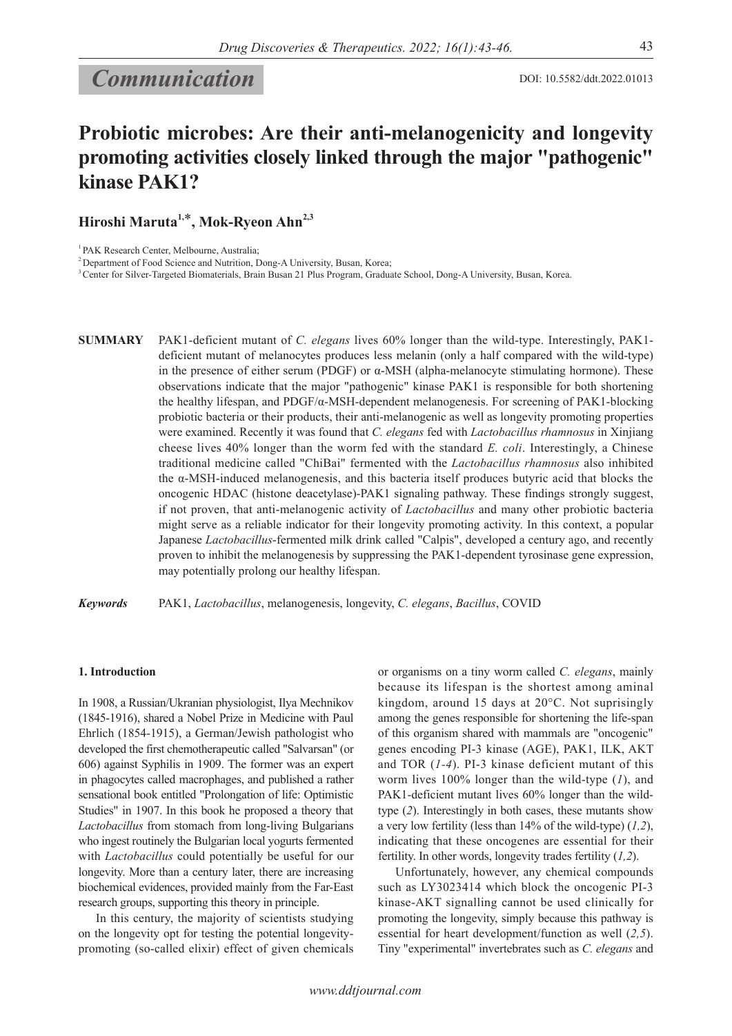**Communication**

DOI: 10.5582/ddt.2022.01013

# Probiotic microbes: Are their anti-melanogenicity and longevity promoting activities closely linked through the major "pathogenic" kinase PAK1?

**Hiroshi Maruta[1,*], Mok-Ryeon Ahn[2,3]**

[1] PAK Research Center, Melbourne, Australia;

[2] Department of Food Science and Nutrition, Dong-A University, Busan, Korea;

[3] Center for Silver-Targeted Biomaterials, Brain Busan 21 Plus Program, Graduate School, Dong-A University, Busan, Korea.

**SUMMARY** PAK1-deficient mutant of *C. elegans* lives 60% longer than the wild-type. Interestingly, PAK1-deficient mutant of melanocytes produces less melanin (only a half compared with the wild-type) in the presence of either serum (PDGF) or α-MSH (alpha-melanocyte stimulating hormone). These observations indicate that the major "pathogenic" kinase PAK1 is responsible for both shortening the healthy lifespan, and PDGF/α-MSH-dependent melanogenesis. For screening of PAK1-blocking probiotic bacteria or their products, their anti-melanogenic as well as longevity promoting properties were examined. Recently it was found that *C. elegans* fed with *Lactobacillus rhamnosus* in Xinjiang cheese lives 40% longer than the worm fed with the standard *E. coli*. Interestingly, a Chinese traditional medicine called "ChiBai" fermented with the *Lactobacillus rhamnosus* also inhibited the α-MSH-induced melanogenesis, and this bacteria itself produces butyric acid that blocks the oncogenic HDAC (histone deacetylase)-PAK1 signaling pathway. These findings strongly suggest, if not proven, that anti-melanogenic activity of *Lactobacillus* and many other probiotic bacteria might serve as a reliable indicator for their longevity promoting activity. In this context, a popular Japanese *Lactobacillus*-fermented milk drink called "Calpis", developed a century ago, and recently proven to inhibit the melanogenesis by suppressing the PAK1-dependent tyrosinase gene expression, may potentially prolong our healthy lifespan.

***Keywords*** PAK1, *Lactobacillus*, melanogenesis, longevity, *C. elegans*, *Bacillus*, COVID

## 1. Introduction

In 1908, a Russian/Ukranian physiologist, Ilya Mechnikov (1845-1916), shared a Nobel Prize in Medicine with Paul Ehrlich (1854-1915), a German/Jewish pathologist who developed the first chemotherapeutic called "Salvarsan" (or 606) against Syphilis in 1909. The former was an expert in phagocytes called macrophages, and published a rather sensational book entitled "Prolongation of life: Optimistic Studies" in 1907. In this book he proposed a theory that *Lactobacillus* from stomach from long-living Bulgarians who ingest routinely the Bulgarian local yogurts fermented with *Lactobacillus* could potentially be useful for our longevity. More than a century later, there are increasing biochemical evidences, provided mainly from the Far-East research groups, supporting this theory in principle.

In this century, the majority of scientists studying on the longevity opt for testing the potential longevity-promoting (so-called elixir) effect of given chemicals or organisms on a tiny worm called *C. elegans*, mainly because its lifespan is the shortest among aminal kingdom, around 15 days at 20°C. Not suprisingly among the genes responsible for shortening the life-span of this organism shared with mammals are "oncogenic" genes encoding PI-3 kinase (AGE), PAK1, ILK, AKT and TOR (*1-4*). PI-3 kinase deficient mutant of this worm lives 100% longer than the wild-type (*1*), and PAK1-deficient mutant lives 60% longer than the wild-type (*2*). Interestingly in both cases, these mutants show a very low fertility (less than 14% of the wild-type) (*1,2*), indicating that these oncogenes are essential for their fertility. In other words, longevity trades fertility (*1,2*).

Unfortunately, however, any chemical compounds such as LY3023414 which block the oncogenic PI-3 kinase-AKT signalling cannot be used clinically for promoting the longevity, simply because this pathway is essential for heart development/function as well (*2,5*). Tiny "experimental" invertebrates such as *C. elegans* and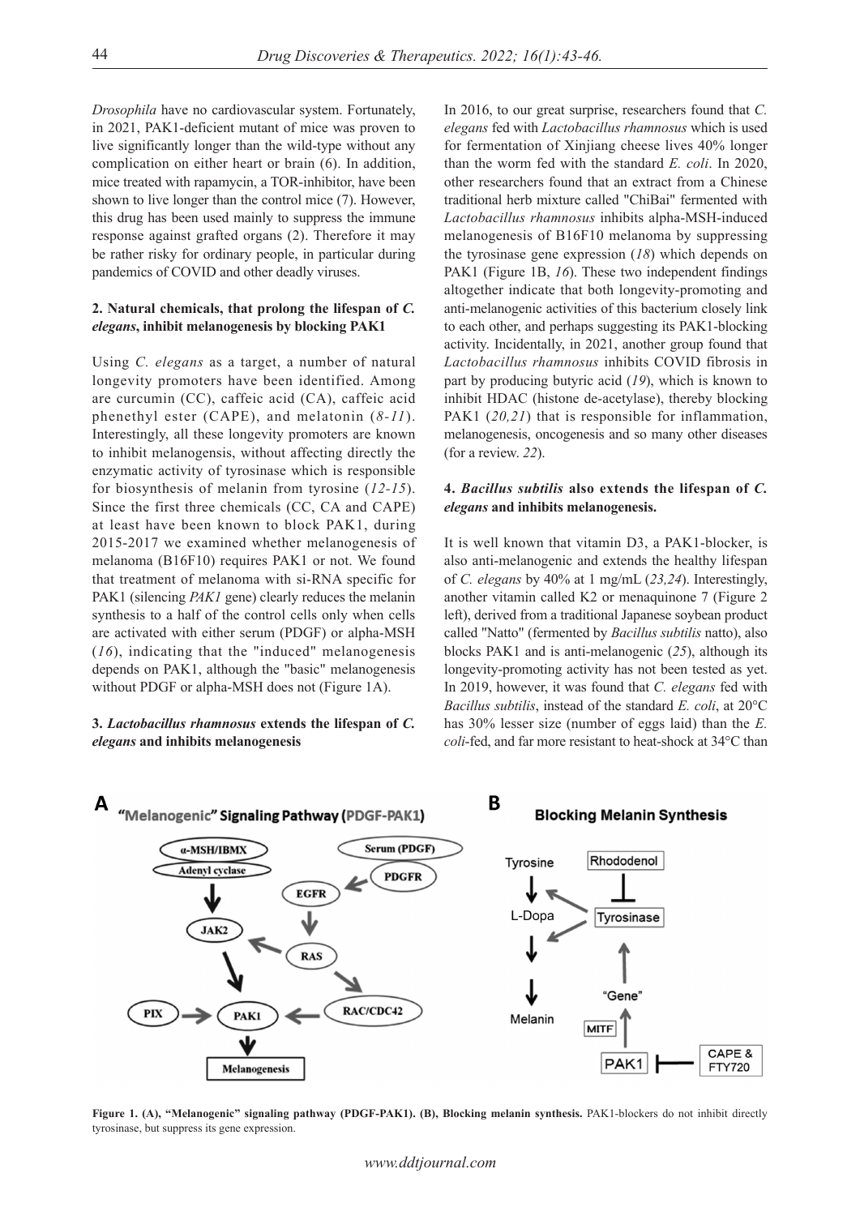*Drosophila* have no cardiovascular system. Fortunately, in 2021, PAK1-deficient mutant of mice was proven to live significantly longer than the wild-type without any complication on either heart or brain (6). In addition, mice treated with rapamycin, a TOR-inhibitor, have been shown to live longer than the control mice (7). However, this drug has been used mainly to suppress the immune response against grafted organs (2). Therefore it may be rather risky for ordinary people, in particular during pandemics of COVID and other deadly viruses.

## 2. Natural chemicals, that prolong the lifespan of *C. elegans*, inhibit melanogenesis by blocking PAK1

Using *C. elegans* as a target, a number of natural longevity promoters have been identified. Among are curcumin (CC), caffeic acid (CA), caffeic acid phenethyl ester (CAPE), and melatonin (*8-11*). Interestingly, all these longevity promoters are known to inhibit melanogensis, without affecting directly the enzymatic activity of tyrosinase which is responsible for biosynthesis of melanin from tyrosine (*12-15*). Since the first three chemicals (CC, CA and CAPE) at least have been known to block PAK1, during 2015-2017 we examined whether melanogenesis of melanoma (B16F10) requires PAK1 or not. We found that treatment of melanoma with si-RNA specific for PAK1 (silencing *PAK1* gene) clearly reduces the melanin synthesis to a half of the control cells only when cells are activated with either serum (PDGF) or alpha-MSH (*16*), indicating that the "induced" melanogenesis depends on PAK1, although the "basic" melanogenesis without PDGF or alpha-MSH does not (Figure 1A).

## 3. *Lactobacillus rhamnosus* extends the lifespan of *C. elegans* and inhibits melanogenesis

In 2016, to our great surprise, researchers found that *C. elegans* fed with *Lactobacillus rhamnosus* which is used for fermentation of Xinjiang cheese lives 40% longer than the worm fed with the standard *E. coli*. In 2020, other researchers found that an extract from a Chinese traditional herb mixture called "ChiBai" fermented with *Lactobacillus rhamnosus* inhibits alpha-MSH-induced melanogenesis of B16F10 melanoma by suppressing the tyrosinase gene expression (*18*) which depends on PAK1 (Figure 1B, *16*). These two independent findings altogether indicate that both longevity-promoting and anti-melanogenic activities of this bacterium closely link to each other, and perhaps suggesting its PAK1-blocking activity. Incidentally, in 2021, another group found that *Lactobacillus rhamnosus* inhibits COVID fibrosis in part by producing butyric acid (*19*), which is known to inhibit HDAC (histone de-acetylase), thereby blocking PAK1 (*20,21*) that is responsible for inflammation, melanogenesis, oncogenesis and so many other diseases (for a review. *22*).

## 4. *Bacillus subtilis* also extends the lifespan of *C. elegans* and inhibits melanogenesis.

It is well known that vitamin D3, a PAK1-blocker, is also anti-melanogenic and extends the healthy lifespan of *C. elegans* by 40% at 1 mg/mL (*23,24*). Interestingly, another vitamin called K2 or menaquinone 7 (Figure 2 left), derived from a traditional Japanese soybean product called "Natto" (fermented by *Bacillus subtilis* natto), also blocks PAK1 and is anti-melanogenic (*25*), although its longevity-promoting activity has not been tested as yet. In 2019, however, it was found that *C. elegans* fed with *Bacillus subtilis*, instead of the standard *E. coli*, at 20°C has 30% lesser size (number of eggs laid) than the *E. coli*-fed, and far more resistant to heat-shock at 34°C than

**Figure 1. (A), "Melanogenic" signaling pathway (PDGF-PAK1). (B), Blocking melanin synthesis.** PAK1-blockers do not inhibit directly tyrosinase, but suppress its gene expression.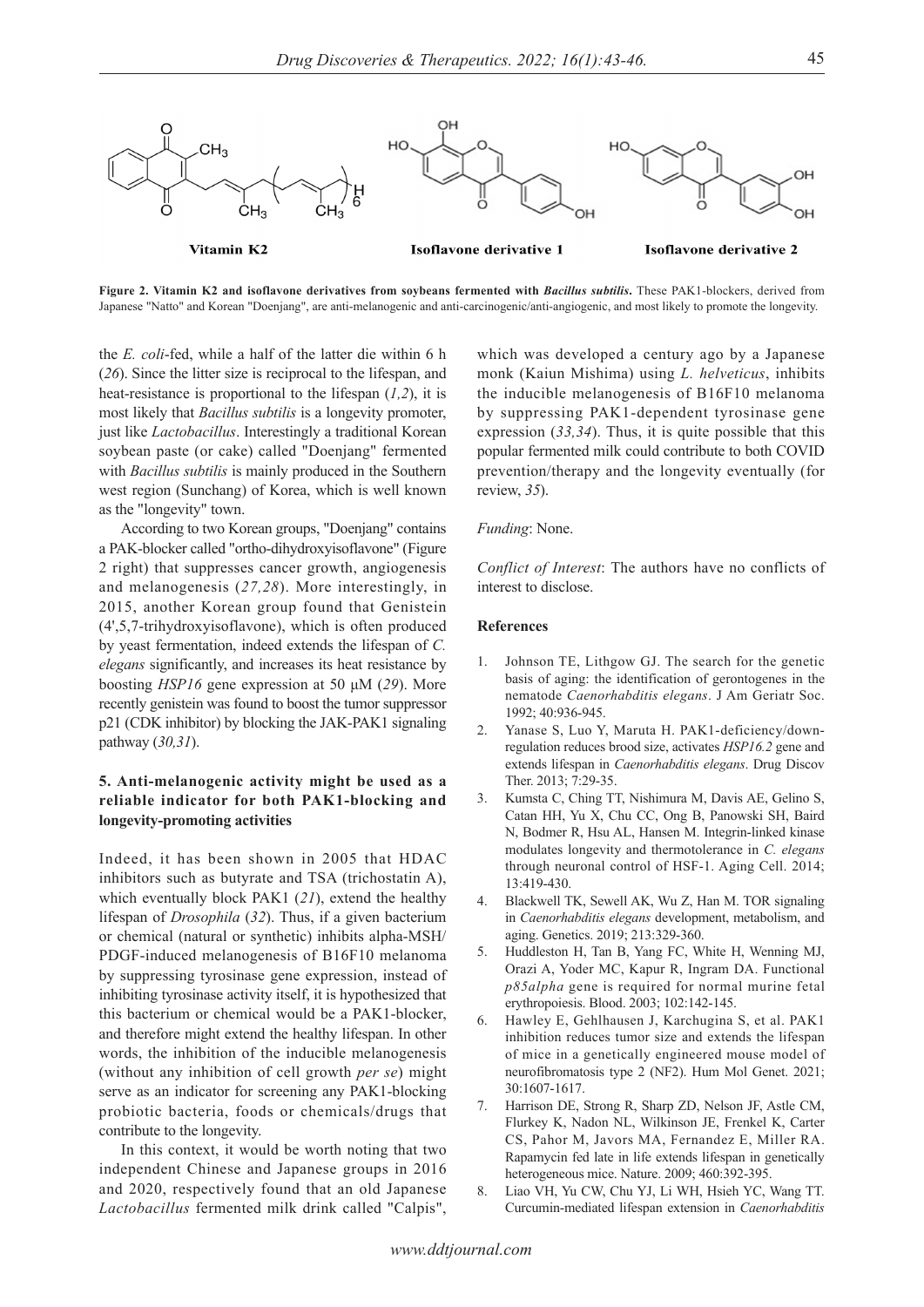**Vitamin K2** **Isoflavone derivative 1** **Isoflavone derivative 2**

**Figure 2. Vitamin K2 and isoflavone derivatives from soybeans fermented with *Bacillus subtilis*.** These PAK1-blockers, derived from Japanese "Natto" and Korean "Doenjang", are anti-melanogenic and anti-carcinogenic/anti-angiogenic, and most likely to promote the longevity.

the *E. coli*-fed, while a half of the latter die within 6 h (*26*). Since the litter size is reciprocal to the lifespan, and heat-resistance is proportional to the lifespan (*1,2*), it is most likely that *Bacillus subtilis* is a longevity promoter, just like *Lactobacillus*. Interestingly a traditional Korean soybean paste (or cake) called "Doenjang" fermented with *Bacillus subtilis* is mainly produced in the Southern west region (Sunchang) of Korea, which is well known as the "longevity" town.

According to two Korean groups, "Doenjang" contains a PAK-blocker called "ortho-dihydroxyisoflavone" (Figure 2 right) that suppresses cancer growth, angiogenesis and melanogenesis (*27,28*). More interestingly, in 2015, another Korean group found that Genistein (4',5,7-trihydroxyisoflavone), which is often produced by yeast fermentation, indeed extends the lifespan of *C. elegans* significantly, and increases its heat resistance by boosting *HSP16* gene expression at 50 μM (*29*). More recently genistein was found to boost the tumor suppressor p21 (CDK inhibitor) by blocking the JAK-PAK1 signaling pathway (*30,31*).

## 5. Anti-melanogenic activity might be used as a reliable indicator for both PAK1-blocking and longevity-promoting activities

Indeed, it has been shown in 2005 that HDAC inhibitors such as butyrate and TSA (trichostatin A), which eventually block PAK1 (*21*), extend the healthy lifespan of *Drosophila* (*32*). Thus, if a given bacterium or chemical (natural or synthetic) inhibits alpha-MSH/PDGF-induced melanogenesis of B16F10 melanoma by suppressing tyrosinase gene expression, instead of inhibiting tyrosinase activity itself, it is hypothesized that this bacterium or chemical would be a PAK1-blocker, and therefore might extend the healthy lifespan. In other words, the inhibition of the inducible melanogenesis (without any inhibition of cell growth *per se*) might serve as an indicator for screening any PAK1-blocking probiotic bacteria, foods or chemicals/drugs that contribute to the longevity.

In this context, it would be worth noting that two independent Chinese and Japanese groups in 2016 and 2020, respectively found that an old Japanese *Lactobacillus* fermented milk drink called "Calpis", which was developed a century ago by a Japanese monk (Kaiun Mishima) using *L. helveticus*, inhibits the inducible melanogenesis of B16F10 melanoma by suppressing PAK1-dependent tyrosinase gene expression (*33,34*). Thus, it is quite possible that this popular fermented milk could contribute to both COVID prevention/therapy and the longevity eventually (for review, *35*).

*Funding*: None.

*Conflict of Interest*: The authors have no conflicts of interest to disclose.

## References

1. Johnson TE, Lithgow GJ. The search for the genetic basis of aging: the identification of gerontogenes in the nematode *Caenorhabditis elegans*. J Am Geriatr Soc. 1992; 40:936-945.
2. Yanase S, Luo Y, Maruta H. PAK1-deficiency/down-regulation reduces brood size, activates *HSP16.2* gene and extends lifespan in *Caenorhabditis elegans*. Drug Discov Ther. 2013; 7:29-35.
3. Kumsta C, Ching TT, Nishimura M, Davis AE, Gelino S, Catan HH, Yu X, Chu CC, Ong B, Panowski SH, Baird N, Bodmer R, Hsu AL, Hansen M. Integrin-linked kinase modulates longevity and thermotolerance in *C. elegans* through neuronal control of HSF-1. Aging Cell. 2014; 13:419-430.
4. Blackwell TK, Sewell AK, Wu Z, Han M. TOR signaling in *Caenorhabditis elegans* development, metabolism, and aging. Genetics. 2019; 213:329-360.
5. Huddleston H, Tan B, Yang FC, White H, Wenning MJ, Orazi A, Yoder MC, Kapur R, Ingram DA. Functional *p85alpha* gene is required for normal murine fetal erythropoiesis. Blood. 2003; 102:142-145.
6. Hawley E, Gehlhausen J, Karchugina S, et al. PAK1 inhibition reduces tumor size and extends the lifespan of mice in a genetically engineered mouse model of neurofibromatosis type 2 (NF2). Hum Mol Genet. 2021; 30:1607-1617.
7. Harrison DE, Strong R, Sharp ZD, Nelson JF, Astle CM, Flurkey K, Nadon NL, Wilkinson JE, Frenkel K, Carter CS, Pahor M, Javors MA, Fernandez E, Miller RA. Rapamycin fed late in life extends lifespan in genetically heterogeneous mice. Nature. 2009; 460:392-395.
8. Liao VH, Yu CW, Chu YJ, Li WH, Hsieh YC, Wang TT. Curcumin-mediated lifespan extension in *Caenorhabditis*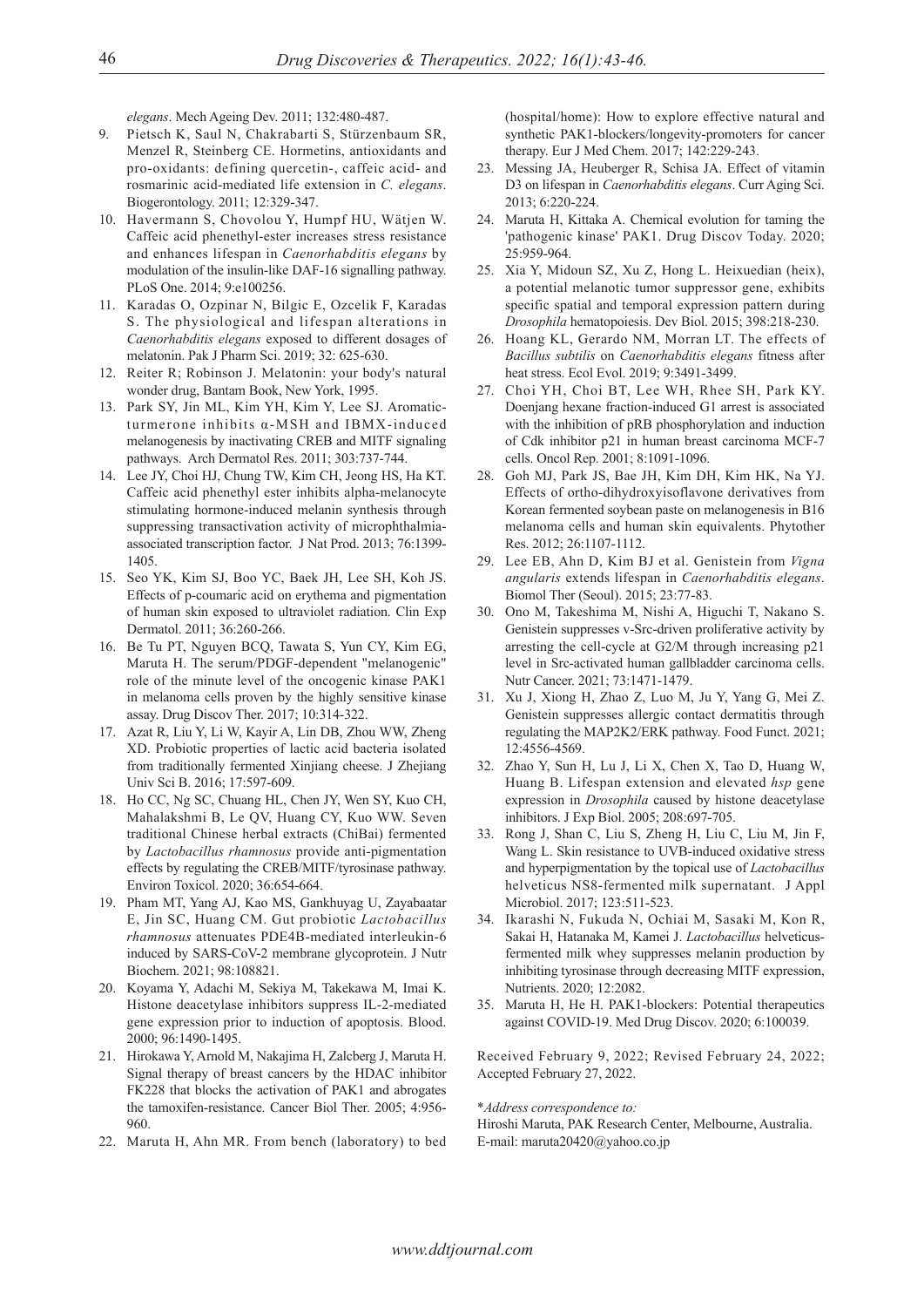*elegans*. Mech Ageing Dev. 2011; 132:480-487.

9. Pietsch K, Saul N, Chakrabarti S, Stürzenbaum SR, Menzel R, Steinberg CE. Hormetins, antioxidants and pro-oxidants: defining quercetin-, caffeic acid- and rosmarinic acid-mediated life extension in *C. elegans*. Biogerontology. 2011; 12:329-347.
10. Havermann S, Chovolou Y, Humpf HU, Wätjen W. Caffeic acid phenethyl-ester increases stress resistance and enhances lifespan in *Caenorhabditis elegans* by modulation of the insulin-like DAF-16 signalling pathway. PLoS One. 2014; 9:e100256.
11. Karadas O, Ozpinar N, Bilgic E, Ozcelik F, Karadas S. The physiological and lifespan alterations in *Caenorhabditis elegans* exposed to different dosages of melatonin. Pak J Pharm Sci. 2019; 32: 625-630.
12. Reiter R; Robinson J. Melatonin: your body's natural wonder drug, Bantam Book, New York, 1995.
13. Park SY, Jin ML, Kim YH, Kim Y, Lee SJ. Aromatic-turmerone inhibits α-MSH and IBMX-induced melanogenesis by inactivating CREB and MITF signaling pathways. Arch Dermatol Res. 2011; 303:737-744.
14. Lee JY, Choi HJ, Chung TW, Kim CH, Jeong HS, Ha KT. Caffeic acid phenethyl ester inhibits alpha-melanocyte stimulating hormone-induced melanin synthesis through suppressing transactivation activity of microphthalmia-associated transcription factor. J Nat Prod. 2013; 76:1399-1405.
15. Seo YK, Kim SJ, Boo YC, Baek JH, Lee SH, Koh JS. Effects of p-coumaric acid on erythema and pigmentation of human skin exposed to ultraviolet radiation. Clin Exp Dermatol. 2011; 36:260-266.
16. Be Tu PT, Nguyen BCQ, Tawata S, Yun CY, Kim EG, Maruta H. The serum/PDGF-dependent "melanogenic" role of the minute level of the oncogenic kinase PAK1 in melanoma cells proven by the highly sensitive kinase assay. Drug Discov Ther. 2017; 10:314-322.
17. Azat R, Liu Y, Li W, Kayir A, Lin DB, Zhou WW, Zheng XD. Probiotic properties of lactic acid bacteria isolated from traditionally fermented Xinjiang cheese. J Zhejiang Univ Sci B. 2016; 17:597-609.
18. Ho CC, Ng SC, Chuang HL, Chen JY, Wen SY, Kuo CH, Mahalakshmi B, Le QV, Huang CY, Kuo WW. Seven traditional Chinese herbal extracts (ChiBai) fermented by *Lactobacillus rhamnosus* provide anti-pigmentation effects by regulating the CREB/MITF/tyrosinase pathway. Environ Toxicol. 2020; 36:654-664.
19. Pham MT, Yang AJ, Kao MS, Gankhuyag U, Zayabaatar E, Jin SC, Huang CM. Gut probiotic *Lactobacillus rhamnosus* attenuates PDE4B-mediated interleukin-6 induced by SARS-CoV-2 membrane glycoprotein. J Nutr Biochem. 2021; 98:108821.
20. Koyama Y, Adachi M, Sekiya M, Takekawa M, Imai K. Histone deacetylase inhibitors suppress IL-2-mediated gene expression prior to induction of apoptosis. Blood. 2000; 96:1490-1495.
21. Hirokawa Y, Arnold M, Nakajima H, Zalcberg J, Maruta H. Signal therapy of breast cancers by the HDAC inhibitor FK228 that blocks the activation of PAK1 and abrogates the tamoxifen-resistance. Cancer Biol Ther. 2005; 4:956-960.
22. Maruta H, Ahn MR. From bench (laboratory) to bed (hospital/home): How to explore effective natural and synthetic PAK1-blockers/longevity-promoters for cancer therapy. Eur J Med Chem. 2017; 142:229-243.
23. Messing JA, Heuberger R, Schisa JA. Effect of vitamin D3 on lifespan in *Caenorhabditis elegans*. Curr Aging Sci. 2013; 6:220-224.
24. Maruta H, Kittaka A. Chemical evolution for taming the 'pathogenic kinase' PAK1. Drug Discov Today. 2020; 25:959-964.
25. Xia Y, Midoun SZ, Xu Z, Hong L. Heixuedian (heix), a potential melanotic tumor suppressor gene, exhibits specific spatial and temporal expression pattern during *Drosophila* hematopoiesis. Dev Biol. 2015; 398:218-230.
26. Hoang KL, Gerardo NM, Morran LT. The effects of *Bacillus subtilis* on *Caenorhabditis elegans* fitness after heat stress. Ecol Evol. 2019; 9:3491-3499.
27. Choi YH, Choi BT, Lee WH, Rhee SH, Park KY. Doenjang hexane fraction-induced G1 arrest is associated with the inhibition of pRB phosphorylation and induction of Cdk inhibitor p21 in human breast carcinoma MCF-7 cells. Oncol Rep. 2001; 8:1091-1096.
28. Goh MJ, Park JS, Bae JH, Kim DH, Kim HK, Na YJ. Effects of ortho-dihydroxyisoflavone derivatives from Korean fermented soybean paste on melanogenesis in B16 melanoma cells and human skin equivalents. Phytother Res. 2012; 26:1107-1112.
29. Lee EB, Ahn D, Kim BJ et al. Genistein from *Vigna angularis* extends lifespan in *Caenorhabditis elegans*. Biomol Ther (Seoul). 2015; 23:77-83.
30. Ono M, Takeshima M, Nishi A, Higuchi T, Nakano S. Genistein suppresses v-Src-driven proliferative activity by arresting the cell-cycle at G2/M through increasing p21 level in Src-activated human gallbladder carcinoma cells. Nutr Cancer. 2021; 73:1471-1479.
31. Xu J, Xiong H, Zhao Z, Luo M, Ju Y, Yang G, Mei Z. Genistein suppresses allergic contact dermatitis through regulating the MAP2K2/ERK pathway. Food Funct. 2021; 12:4556-4569.
32. Zhao Y, Sun H, Lu J, Li X, Chen X, Tao D, Huang W, Huang B. Lifespan extension and elevated *hsp* gene expression in *Drosophila* caused by histone deacetylase inhibitors. J Exp Biol. 2005; 208:697-705.
33. Rong J, Shan C, Liu S, Zheng H, Liu C, Liu M, Jin F, Wang L. Skin resistance to UVB-induced oxidative stress and hyperpigmentation by the topical use of *Lactobacillus* helveticus NS8-fermented milk supernatant. J Appl Microbiol. 2017; 123:511-523.
34. Ikarashi N, Fukuda N, Ochiai M, Sasaki M, Kon R, Sakai H, Hatanaka M, Kamei J. *Lactobacillus* helveticus-fermented milk whey suppresses melanin production by inhibiting tyrosinase through decreasing MITF expression. Nutrients. 2020; 12:2082.
35. Maruta H, He H. PAK1-blockers: Potential therapeutics against COVID-19. Med Drug Discov. 2020; 6:100039.

Received February 9, 2022; Revised February 24, 2022; Accepted February 27, 2022.

\**Address correspondence to:*
Hiroshi Maruta, PAK Research Center, Melbourne, Australia.
E-mail: maruta20420@yahoo.co.jp